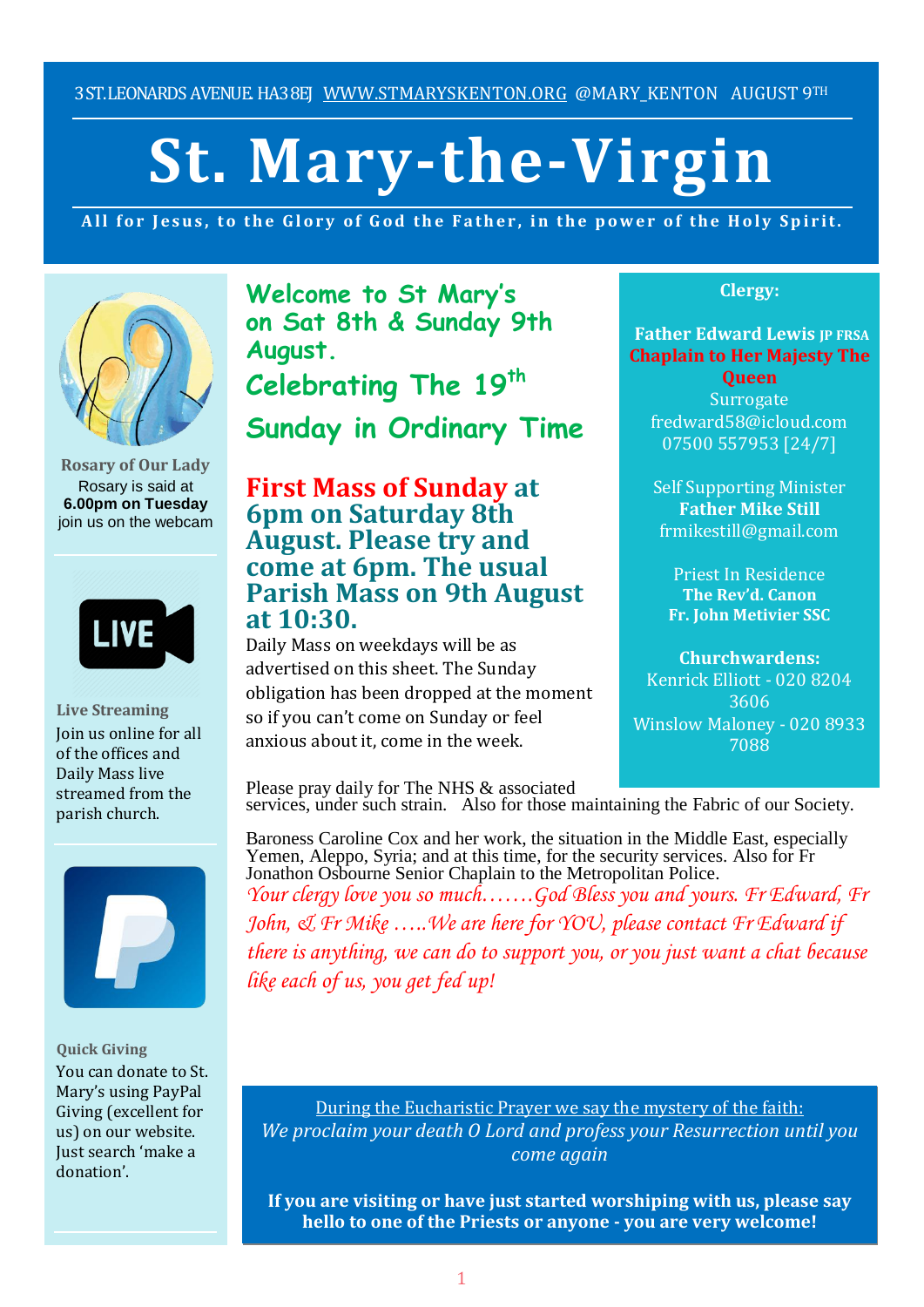3 ST. LEONARDS AVENUE. HA3 8EJ WWW.STMARYSKENTON.ORG @MARY_KENTON AUGUST 9TH

# St. Mary-the-Virgin

**All for Jesus, to the Glory of God the Father, in the power of the Holy Spirit.**

**Rosary of Our Lady**

Rosary is said at **6.00pm on Tuesday** join us on the webcam

LIVE

**Live Streaming**

Join us online for all of the offices and Daily Mass live streamed from the parish church.

**Quick Giving**

You can donate to St. Mary's using PayPal Giving (excellent for us) on our website. Just search 'make a donation'.

## Welcome to St Mary's on Sat 8th & Sunday 9th August.

## Celebrating The 19th Sunday in Ordinary Time

**First Mass of Sunday at 6pm on Saturday 8th August. Please try and come at 6pm. The usual Parish Mass on 9th August at 10:30.**

Daily Mass on weekdays will be as advertised on this sheet. The Sunday obligation has been dropped at the moment so if you can't come on Sunday or feel anxious about it, come in the week.

**Clergy:**

**Father Edward Lewis JP FRSA**
**Chaplain to Her Majesty The Queen**
Surrogate
fredward58@icloud.com
07500 557953 [24/7]

Self Supporting Minister
**Father Mike Still**
frmikestill@gmail.com

Priest In Residence
**The Rev'd. Canon Fr. John Metivier SSC**

**Churchwardens:**
Kenrick Elliott - 020 8204 3606
Winslow Maloney - 020 8933 7088

Please pray daily for The NHS & associated services, under such strain. Also for those maintaining the Fabric of our Society.

Baroness Caroline Cox and her work, the situation in the Middle East, especially Yemen, Aleppo, Syria; and at this time, for the security services. Also for Fr Jonathon Osbourne Senior Chaplain to the Metropolitan Police.

*Your clergy love you so much…….God Bless you and yours. Fr Edward, Fr John, & Fr Mike …..We are here for YOU, please contact Fr Edward if there is anything, we can do to support you, or you just want a chat because like each of us, you get fed up!*

During the Eucharistic Prayer we say the mystery of the faith:

*We proclaim your death O Lord and profess your Resurrection until you come again*

**If you are visiting or have just started worshiping with us, please say hello to one of the Priests or anyone - you are very welcome!**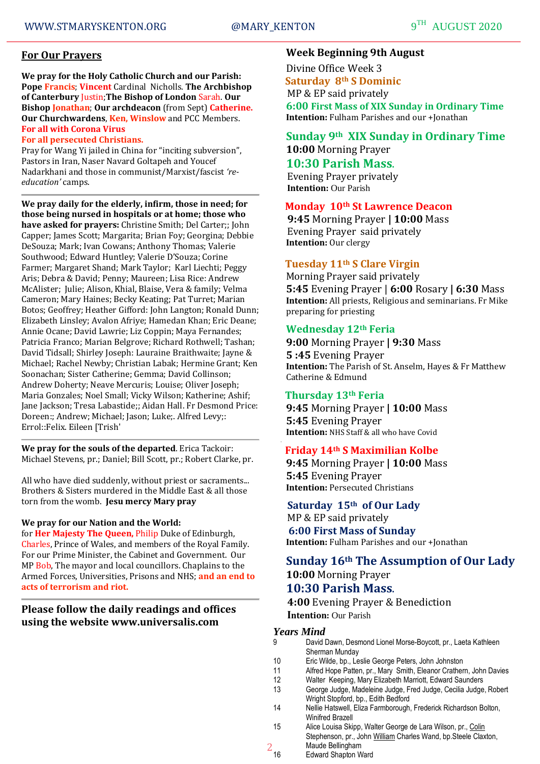## For Our Prayers

**We pray for the Holy Catholic Church and our Parish: Pope Francis; Vincent Cardinal Nicholls. The Archbishop of Canterbury Justin;The Bishop of London Sarah. Our Bishop Jonathan; Our archdeacon (from Sept) Catherine. Our Churchwardens, Ken, Winslow and PCC Members.**
**For all with Corona Virus**
**For all persecuted Christians.**
Pray for Wang Yi jailed in China for "inciting subversion", Pastors in Iran, Naser Navard Goltapeh and Youcef Nadarkhani and those in communist/Marxist/fascist *'re-education'* camps.

---

**We pray daily for the elderly, infirm, those in need; for those being nursed in hospitals or at home; those who have asked for prayers:** Christine Smith; Del Carter;; John Capper; James Scott; Margarita; Brian Foy; Georgina; Debbie DeSouza; Mark; Ivan Cowans; Anthony Thomas; Valerie Southwood; Edward Huntley; Valerie D'Souza; Corine Farmer; Margaret Shand; Mark Taylor; Karl Liechti; Peggy Aris; Debra & David; Penny; Maureen; Lisa Rice: Andrew McAlister; Julie; Alison, Khial, Blaise, Vera & family; Velma Cameron; Mary Haines; Becky Keating; Pat Turret; Marian Botos; Geoffrey; Heather Gifford: John Langton; Ronald Dunn; Elizabeth Linsley; Avalon Afriye; Hamedan Khan; Eric Deane; Annie Ocane; David Lawrie; Liz Coppin; Maya Fernandes; Patricia Franco; Marian Belgrove; Richard Rothwell; Tashan; David Tidsall; Shirley Joseph: Lauraine Braithwaite; Jayne & Michael; Rachel Newby; Christian Labak; Hermine Grant; Ken Soonachan; Sister Catherine; Gemma; David Collinson; Andrew Doherty; Neave Mercuris; Louise; Oliver Joseph; Maria Gonzales; Noel Small; Vicky Wilson; Katherine; Ashif; Jane Jackson; Tresa Labastide;; Aidan Hall. Fr Desmond Price: Doreen:; Andrew; Michael; Jason; Luke;. Alfred Levy;: Errol::Felix. Eileen [Trish'

---

**We pray for the souls of the departed**. Erica Tackoir: Michael Stevens, pr.; Daniel; Bill Scott, pr.; Robert Clarke, pr.

All who have died suddenly, without priest or sacraments... Brothers & Sisters murdered in the Middle East & all those torn from the womb. **Jesu mercy Mary pray**

**We pray for our Nation and the World:**
for **Her Majesty The Queen,** Philip Duke of Edinburgh, Charles, Prince of Wales, and members of the Royal Family. For our Prime Minister, the Cabinet and Government. Our MP Bob, The mayor and local councillors. Chaplains to the Armed Forces, Universities, Prisons and NHS; **and an end to acts of terrorism and riot.**

---

**Please follow the daily readings and offices using the website www.universalis.com**

## Week Beginning 9th August

Divine Office Week 3

**Saturday 8th S Dominic**
MP & EP said privately
**6:00 First Mass of XIX Sunday in Ordinary Time**
**Intention:** Fulham Parishes and our +Jonathan

**Sunday 9th XIX Sunday in Ordinary Time**
**10:00** Morning Prayer
**10:30 Parish Mass.**
Evening Prayer privately
**Intention:** Our Parish

**Monday 10th St Lawrence Deacon**
**9:45** Morning Prayer **| 10:00** Mass
Evening Prayer said privately
**Intention:** Our clergy

**Tuesday 11th S Clare Virgin**
Morning Prayer said privately
**5:45** Evening Prayer **| 6:00** Rosary **| 6:30** Mass
**Intention:** All priests, Religious and seminarians. Fr Mike preparing for priesting

**Wednesday 12th Feria**
**9:00** Morning Prayer **| 9:30** Mass
**5 :45** Evening Prayer
**Intention:** The Parish of St. Anselm, Hayes & Fr Matthew Catherine & Edmund

**Thursday 13th Feria**
**9:45** Morning Prayer **| 10:00** Mass
**5:45** Evening Prayer
**Intention:** NHS Staff & all who have Covid

**Friday 14th S Maximilian Kolbe**
**9:45** Morning Prayer **| 10:00** Mass
**5:45** Evening Prayer
**Intention:** Persecuted Christians

**Saturday 15th of Our Lady**
MP & EP said privately
**6:00 First Mass of Sunday**
**Intention:** Fulham Parishes and our +Jonathan

**Sunday 16th The Assumption of Our Lady**
**10:00** Morning Prayer
**10:30 Parish Mass.**
**4:00** Evening Prayer & Benediction
**Intention:** Our Parish

### *Years Mind*

| | |
|---|---|
| 9 | David Dawn, Desmond Lionel Morse-Boycott, pr., Laeta Kathleen Sherman Munday |
| 10 | Eric Wilde, bp., Leslie George Peters, John Johnston |
| 11 | Alfred Hope Patten, pr., Mary Smith, Eleanor Crathern, John Davies |
| 12 | Walter Keeping, Mary Elizabeth Marriott, Edward Saunders |
| 13 | George Judge, Madeleine Judge, Fred Judge, Cecilia Judge, Robert Wright Stopford, bp., Edith Bedford |
| 14 | Nellie Hatswell, Eliza Farmborough, Frederick Richardson Bolton, Winifred Brazell |
| 15 | Alice Louisa Skipp, Walter George de Lara Wilson, pr., Colin Stephenson, pr., John William Charles Wand, bp.Steele Claxton, Maude Bellingham |
| 16 | Edward Shapton Ward |